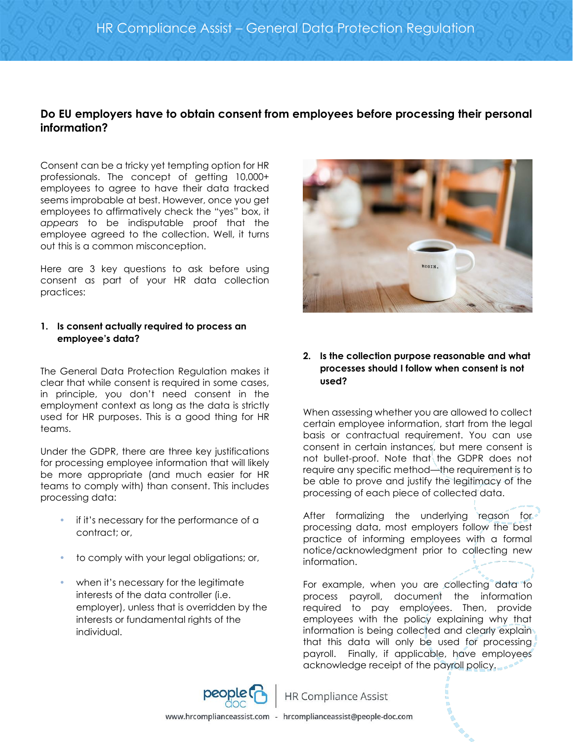# Do EU employers have to obtain consent from employees before processing their personal information?

Consent can be a tricky yet tempting option for HR professionals. The concept of getting 10,000+ employees to agree to have their data tracked seems improbable at best. However, once you get employees to affirmatively check the "yes" box, it *appears* to be indisputable proof that the employee agreed to the collection. Well, it turns out this is a common misconception.

Here are 3 key questions to ask before using consent as part of your HR data collection practices:

## 1. Is consent actually required to process an employee's data?

The General Data Protection Regulation makes it clear that while consent is required in some cases, in principle, you don't need consent in the employment context as long as the data is strictly used for HR purposes. This is a good thing for HR teams.

Under the GDPR, there are three key justifications for processing employee information that will likely be more appropriate (and much easier for HR teams to comply with) than consent. This includes processing data:

- if it's necessary for the performance of a contract; or,
- to comply with your legal obligations; or,
- when it's necessary for the legitimate interests of the data controller (i.e. employer), unless that is overridden by the interests or fundamental rights of the individual.

## 2. Is the collection purpose reasonable and what processes should I follow when consent is not used?

When assessing whether you are allowed to collect certain employee information, start from the legal basis or contractual requirement. You can use consent in certain instances, but mere consent is not bullet-proof. Note that the GDPR does not require any specific method—the requirement is to be able to prove and justify the legitimacy of the processing of each piece of collected data.

After formalizing the underlying reason for processing data, most employers follow the best practice of informing employees with a formal notice/acknowledgment prior to collecting new information.

For example, when you are collecting data to process payroll, document the information required to pay employees. Then, provide employees with the policy explaining why that information is being collected and clearly explain that this data will only be used for processing payroll. Finally, if applicable, have employees acknowledge receipt of the payroll policy.

people doc | HR Compliance Assist

www.hrcomplianceassist.com - hrcomplianceassist@people-doc.com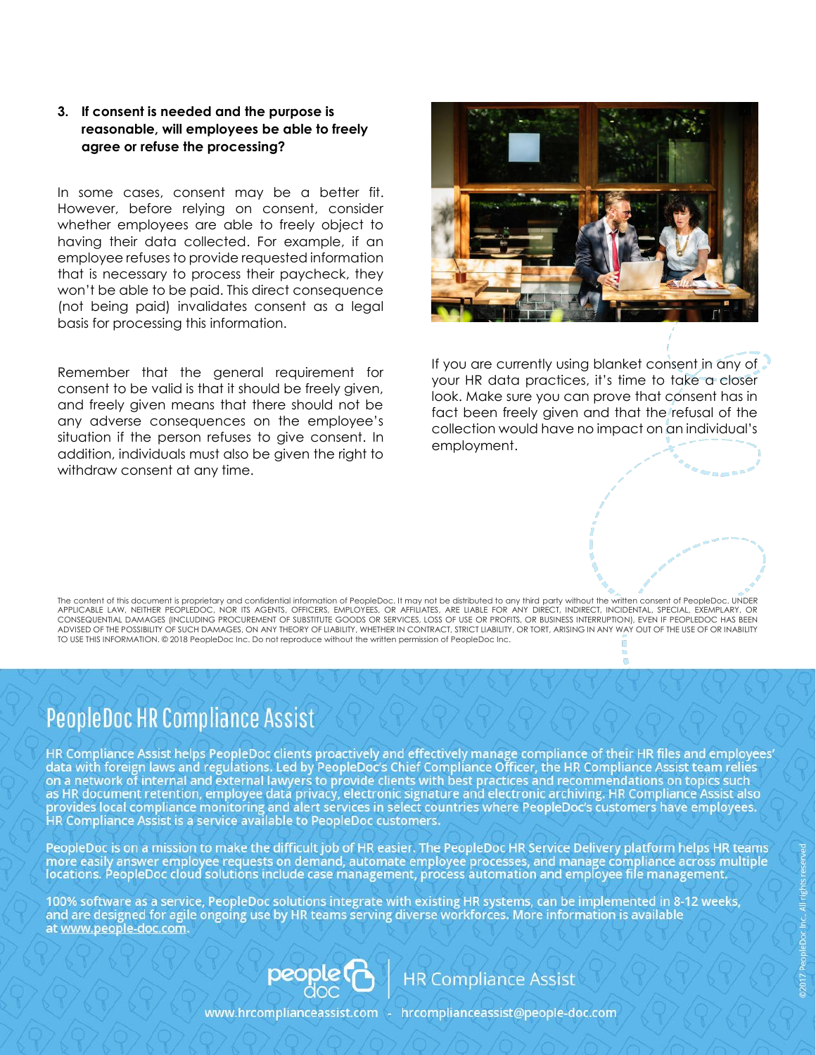### 3. If consent is needed and the purpose is reasonable, will employees be able to freely agree or refuse the processing?

In some cases, consent may be a better fit. However, before relying on consent, consider whether employees are able to freely object to having their data collected. For example, if an employee refuses to provide requested information that is necessary to process their paycheck, they won't be able to be paid. This direct consequence (not being paid) invalidates consent as a legal basis for processing this information.

Remember that the general requirement for consent to be valid is that it should be freely given, and freely given means that there should not be any adverse consequences on the employee's situation if the person refuses to give consent. In addition, individuals must also be given the right to withdraw consent at any time.

If you are currently using blanket consent in any of your HR data practices, it's time to take a closer look. Make sure you can prove that consent has in fact been freely given and that the refusal of the collection would have no impact on an individual's employment.

The content of this document is proprietary and confidential information of PeopleDoc. It may not be distributed to any third party without the written consent of PeopleDoc. UNDER APPLICABLE LAW, NEITHER PEOPLEDOC, NOR ITS AGENTS, OFFICERS, EMPLOYEES, OR AFFILIATES, ARE LIABLE FOR ANY DIRECT, INDIRECT, INCIDENTAL, SPECIAL, EXEMPLARY, OR CONSEQUENTIAL DAMAGES (INCLUDING PROCUREMENT OF SUBSTITUTE GOODS OR SERVICES, LOSS OF USE OR PROFITS, OR BUSINESS INTERRUPTION), EVEN IF PEOPLEDOC HAS BEEN ADVISED OF THE POSSIBILITY OF SUCH DAMAGES, ON ANY THEORY OF LIABILITY, WHETHER IN CONTRACT, STRICT LIABILITY, OR TORT, ARISING IN ANY WAY OUT OF THE USE OF OR INABILITY TO USE THIS INFORMATION. © 2018 PeopleDoc Inc. Do not reproduce without the written permission of PeopleDoc Inc.

## PeopleDoc HR Compliance Assist

HR Compliance Assist helps PeopleDoc clients proactively and effectively manage compliance of their HR files and employees' data with foreign laws and regulations. Led by PeopleDoc's Chief Compliance Officer, the HR Compliance Assist team relies on a network of internal and external lawyers to provide clients with best practices and recommendations on topics such as HR document retention, employee data privacy, electronic signature and electronic archiving. HR Compliance Assist also provides local compliance monitoring and alert services in select countries where PeopleDoc's customers have employees. HR Compliance Assist is a service available to PeopleDoc customers.

PeopleDoc is on a mission to make the difficult job of HR easier. The PeopleDoc HR Service Delivery platform helps HR teams more easily answer employee requests on demand, automate employee processes, and manage compliance across multiple locations. PeopleDoc cloud solutions include case management, process automation and employee file management.

100% software as a service, PeopleDoc solutions integrate with existing HR systems, can be implemented in 8-12 weeks, and are designed for agile ongoing use by HR teams serving diverse workforces. More information is available at www.people-doc.com.

people doc | HR Compliance Assist

www.hrcomplianceassist.com - hrcomplianceassist@people-doc.com

©2017 PeopleDoc Inc. All rights reserved